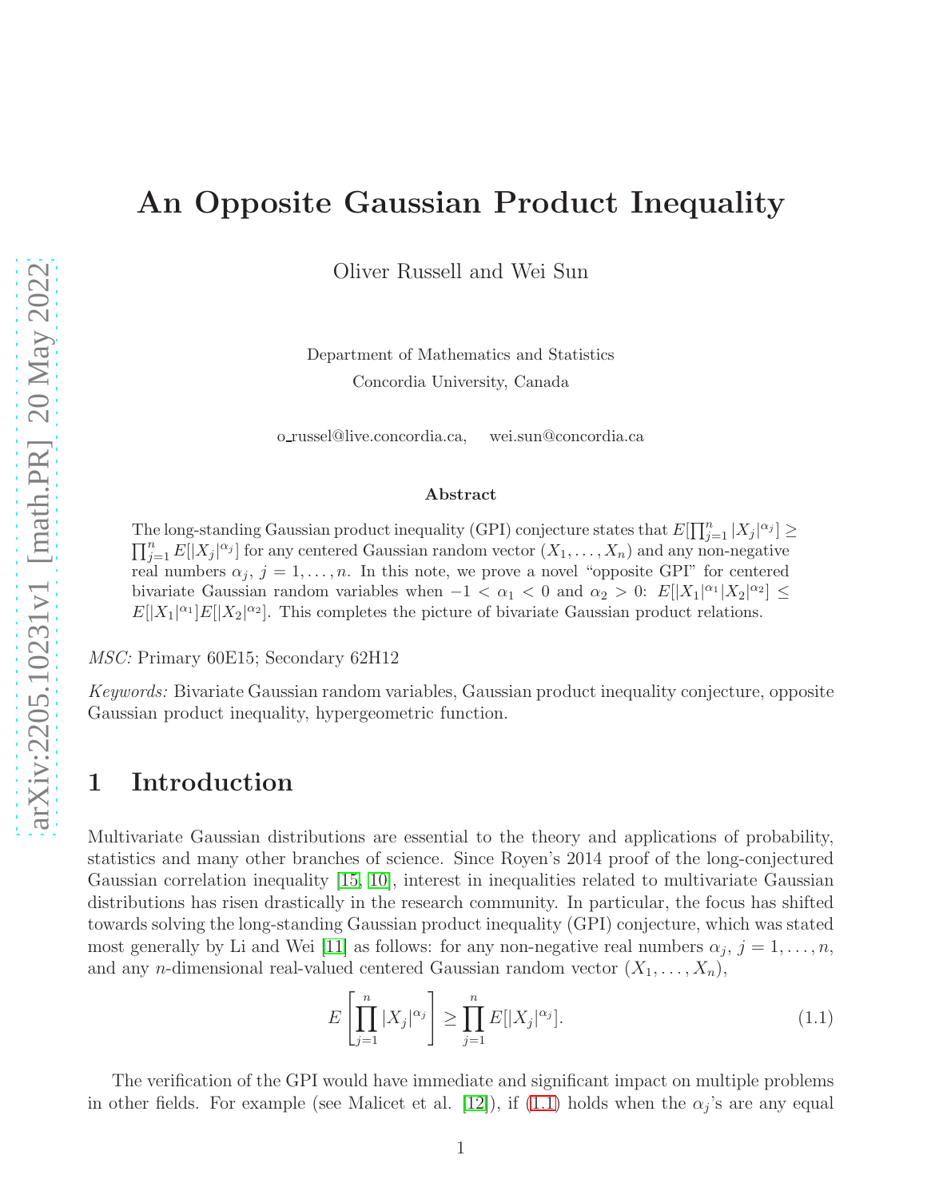# An Opposite Gaussian Product Inequality

Oliver Russell and Wei Sun

Department of Mathematics and Statistics
Concordia University, Canada

o_russel@live.concordia.ca, wei.sun@concordia.ca

### Abstract

The long-standing Gaussian product inequality (GPI) conjecture states that $E[\prod_{j=1}^{n}|X_j|^{\alpha_j}] \geq \prod_{j=1}^{n}E[|X_j|^{\alpha_j}]$ for any centered Gaussian random vector $(X_1,\ldots,X_n)$ and any non-negative real numbers $\alpha_j$, $j=1,\ldots,n$. In this note, we prove a novel "opposite GPI" for centered bivariate Gaussian random variables when $-1<\alpha_1<0$ and $\alpha_2>0$: $E[|X_1|^{\alpha_1}|X_2|^{\alpha_2}] \leq E[|X_1|^{\alpha_1}]E[|X_2|^{\alpha_2}]$. This completes the picture of bivariate Gaussian product relations.

*MSC:* Primary 60E15; Secondary 62H12

*Keywords:* Bivariate Gaussian random variables, Gaussian product inequality conjecture, opposite Gaussian product inequality, hypergeometric function.

## 1 Introduction

Multivariate Gaussian distributions are essential to the theory and applications of probability, statistics and many other branches of science. Since Royen's 2014 proof of the long-conjectured Gaussian correlation inequality [15, 10], interest in inequalities related to multivariate Gaussian distributions has risen drastically in the research community. In particular, the focus has shifted towards solving the long-standing Gaussian product inequality (GPI) conjecture, which was stated most generally by Li and Wei [11] as follows: for any non-negative real numbers $\alpha_j$, $j=1,\ldots,n$, and any $n$-dimensional real-valued centered Gaussian random vector $(X_1,\ldots,X_n)$,

$$E\left[\prod_{j=1}^{n}|X_j|^{\alpha_j}\right] \geq \prod_{j=1}^{n}E[|X_j|^{\alpha_j}]. \tag{1.1}$$

The verification of the GPI would have immediate and significant impact on multiple problems in other fields. For example (see Malicet et al. [12]), if (1.1) holds when the $\alpha_j$'s are any equal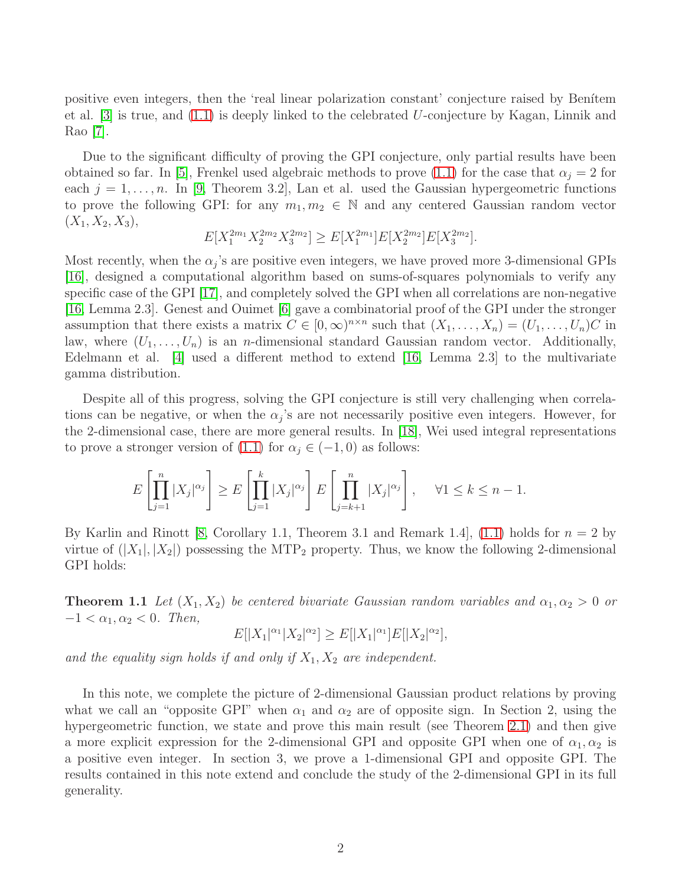positive even integers, then the 'real linear polarization constant' conjecture raised by Benítem et al. [3] is true, and (1.1) is deeply linked to the celebrated $U$-conjecture by Kagan, Linnik and Rao [7].

Due to the significant difficulty of proving the GPI conjecture, only partial results have been obtained so far. In [5], Frenkel used algebraic methods to prove (1.1) for the case that $\alpha_j = 2$ for each $j = 1, \ldots, n$. In [9, Theorem 3.2], Lan et al. used the Gaussian hypergeometric functions to prove the following GPI: for any $m_1, m_2 \in \mathbb{N}$ and any centered Gaussian random vector $(X_1, X_2, X_3)$,

$$E[X_1^{2m_1} X_2^{2m_2} X_3^{2m_2}] \geq E[X_1^{2m_1}]E[X_2^{2m_2}]E[X_3^{2m_2}].$$

Most recently, when the $\alpha_j$'s are positive even integers, we have proved more 3-dimensional GPIs [16], designed a computational algorithm based on sums-of-squares polynomials to verify any specific case of the GPI [17], and completely solved the GPI when all correlations are non-negative [16, Lemma 2.3]. Genest and Ouimet [6] gave a combinatorial proof of the GPI under the stronger assumption that there exists a matrix $C \in [0, \infty)^{n \times n}$ such that $(X_1, \ldots, X_n) = (U_1, \ldots, U_n)C$ in law, where $(U_1, \ldots, U_n)$ is an $n$-dimensional standard Gaussian random vector. Additionally, Edelmann et al. [4] used a different method to extend [16, Lemma 2.3] to the multivariate gamma distribution.

Despite all of this progress, solving the GPI conjecture is still very challenging when correlations can be negative, or when the $\alpha_j$'s are not necessarily positive even integers. However, for the 2-dimensional case, there are more general results. In [18], Wei used integral representations to prove a stronger version of (1.1) for $\alpha_j \in (-1, 0)$ as follows:

$$E\left[\prod_{j=1}^{n} |X_j|^{\alpha_j}\right] \geq E\left[\prod_{j=1}^{k} |X_j|^{\alpha_j}\right] E\left[\prod_{j=k+1}^{n} |X_j|^{\alpha_j}\right], \quad \forall 1 \leq k \leq n-1.$$

By Karlin and Rinott [8, Corollary 1.1, Theorem 3.1 and Remark 1.4], (1.1) holds for $n = 2$ by virtue of $(|X_1|, |X_2|)$ possessing the $\mathrm{MTP}_2$ property. Thus, we know the following 2-dimensional GPI holds:

**Theorem 1.1** *Let $(X_1, X_2)$ be centered bivariate Gaussian random variables and $\alpha_1, \alpha_2 > 0$ or $-1 < \alpha_1, \alpha_2 < 0$. Then,*

$$E[|X_1|^{\alpha_1}|X_2|^{\alpha_2}] \geq E[|X_1|^{\alpha_1}]E[|X_2|^{\alpha_2}],$$

*and the equality sign holds if and only if $X_1, X_2$ are independent.*

In this note, we complete the picture of 2-dimensional Gaussian product relations by proving what we call an "opposite GPI" when $\alpha_1$ and $\alpha_2$ are of opposite sign. In Section 2, using the hypergeometric function, we state and prove this main result (see Theorem 2.1) and then give a more explicit expression for the 2-dimensional GPI and opposite GPI when one of $\alpha_1, \alpha_2$ is a positive even integer. In section 3, we prove a 1-dimensional GPI and opposite GPI. The results contained in this note extend and conclude the study of the 2-dimensional GPI in its full generality.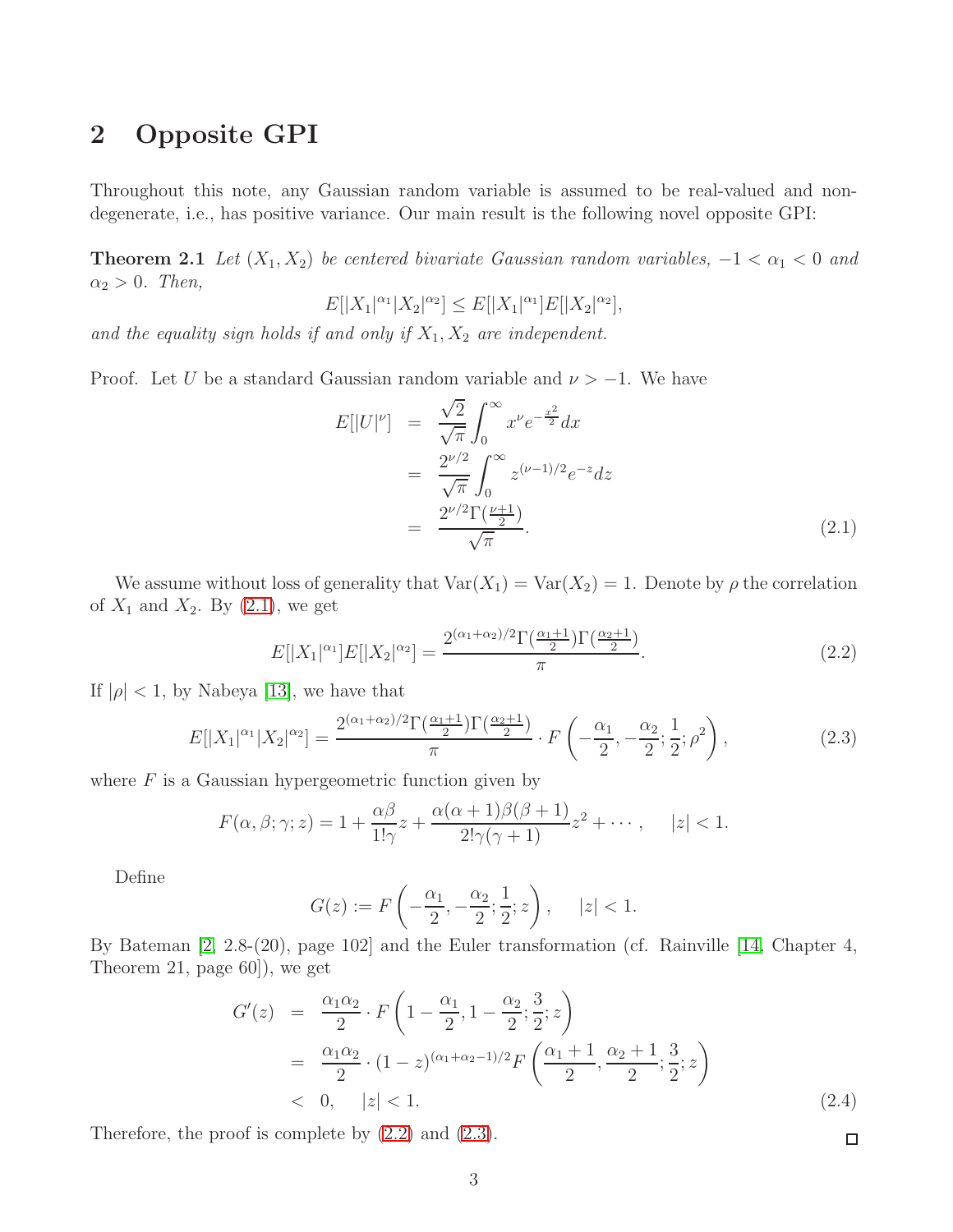## 2 Opposite GPI

Throughout this note, any Gaussian random variable is assumed to be real-valued and non-degenerate, i.e., has positive variance. Our main result is the following novel opposite GPI:

**Theorem 2.1** *Let $(X_1, X_2)$ be centered bivariate Gaussian random variables, $-1 < \alpha_1 < 0$ and $\alpha_2 > 0$. Then,*

$$E[|X_1|^{\alpha_1}|X_2|^{\alpha_2}] \leq E[|X_1|^{\alpha_1}]E[|X_2|^{\alpha_2}],$$

*and the equality sign holds if and only if $X_1, X_2$ are independent.*

Proof. Let $U$ be a standard Gaussian random variable and $\nu > -1$. We have

$$\begin{aligned}
E[|U|^{\nu}] &= \frac{\sqrt{2}}{\sqrt{\pi}}\int_0^{\infty} x^{\nu}e^{-\frac{x^2}{2}}dx \\
&= \frac{2^{\nu/2}}{\sqrt{\pi}}\int_0^{\infty} z^{(\nu-1)/2}e^{-z}dz \\
&= \frac{2^{\nu/2}\Gamma(\frac{\nu+1}{2})}{\sqrt{\pi}}. \qquad (2.1)
\end{aligned}$$

We assume without loss of generality that $\mathrm{Var}(X_1) = \mathrm{Var}(X_2) = 1$. Denote by $\rho$ the correlation of $X_1$ and $X_2$. By (2.1), we get

$$E[|X_1|^{\alpha_1}]E[|X_2|^{\alpha_2}] = \frac{2^{(\alpha_1+\alpha_2)/2}\Gamma(\frac{\alpha_1+1}{2})\Gamma(\frac{\alpha_2+1}{2})}{\pi}. \qquad (2.2)$$

If $|\rho| < 1$, by Nabeya [13], we have that

$$E[|X_1|^{\alpha_1}|X_2|^{\alpha_2}] = \frac{2^{(\alpha_1+\alpha_2)/2}\Gamma(\frac{\alpha_1+1}{2})\Gamma(\frac{\alpha_2+1}{2})}{\pi}\cdot F\left(-\frac{\alpha_1}{2}, -\frac{\alpha_2}{2}; \frac{1}{2}; \rho^2\right), \qquad (2.3)$$

where $F$ is a Gaussian hypergeometric function given by

$$F(\alpha, \beta; \gamma; z) = 1 + \frac{\alpha\beta}{1!\gamma}z + \frac{\alpha(\alpha+1)\beta(\beta+1)}{2!\gamma(\gamma+1)}z^2 + \cdots, \quad |z| < 1.$$

Define

$$G(z) := F\left(-\frac{\alpha_1}{2}, -\frac{\alpha_2}{2}; \frac{1}{2}; z\right), \quad |z| < 1.$$

By Bateman [2, 2.8-(20), page 102] and the Euler transformation (cf. Rainville [14, Chapter 4, Theorem 21, page 60]), we get

$$\begin{aligned}
G'(z) &= \frac{\alpha_1\alpha_2}{2}\cdot F\left(1-\frac{\alpha_1}{2}, 1-\frac{\alpha_2}{2}; \frac{3}{2}; z\right) \\
&= \frac{\alpha_1\alpha_2}{2}\cdot(1-z)^{(\alpha_1+\alpha_2-1)/2}F\left(\frac{\alpha_1+1}{2}, \frac{\alpha_2+1}{2}; \frac{3}{2}; z\right) \\
&< 0, \quad |z| < 1. \qquad (2.4)
\end{aligned}$$

Therefore, the proof is complete by (2.2) and (2.3). $\square$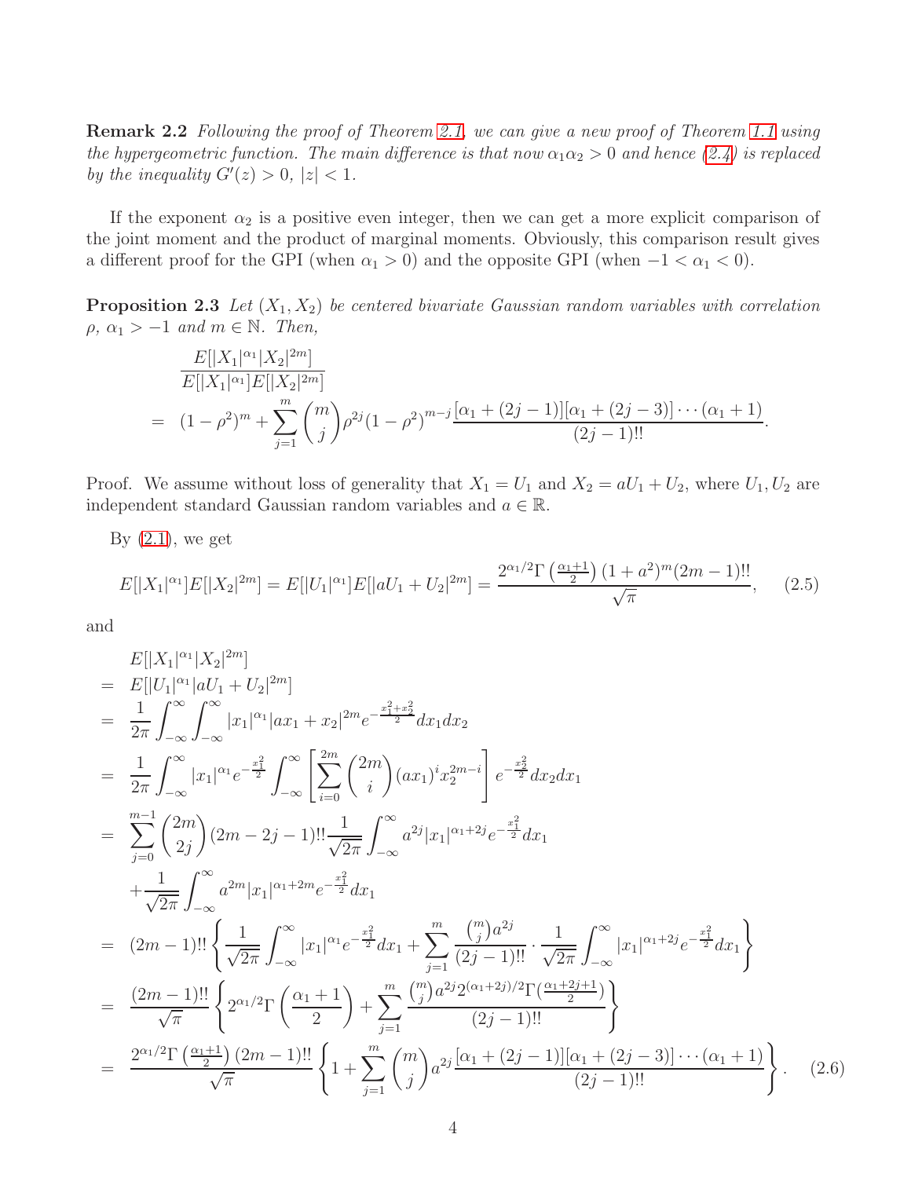**Remark 2.2** *Following the proof of Theorem 2.1, we can give a new proof of Theorem 1.1 using the hypergeometric function. The main difference is that now $\alpha_1\alpha_2 > 0$ and hence (2.4) is replaced by the inequality $G'(z) > 0$, $|z| < 1$.*

If the exponent $\alpha_2$ is a positive even integer, then we can get a more explicit comparison of the joint moment and the product of marginal moments. Obviously, this comparison result gives a different proof for the GPI (when $\alpha_1 > 0$) and the opposite GPI (when $-1 < \alpha_1 < 0$).

**Proposition 2.3** *Let $(X_1, X_2)$ be centered bivariate Gaussian random variables with correlation $\rho$, $\alpha_1 > -1$ and $m \in \mathbb{N}$. Then,*

$$
\begin{aligned}
&\frac{E[|X_1|^{\alpha_1}|X_2|^{2m}]}{E[|X_1|^{\alpha_1}]E[|X_2|^{2m}]} \\
&= (1-\rho^2)^m + \sum_{j=1}^{m} \binom{m}{j} \rho^{2j}(1-\rho^2)^{m-j} \frac{[\alpha_1 + (2j-1)][\alpha_1 + (2j-3)]\cdots(\alpha_1+1)}{(2j-1)!!}.
\end{aligned}
$$

Proof. We assume without loss of generality that $X_1 = U_1$ and $X_2 = aU_1 + U_2$, where $U_1, U_2$ are independent standard Gaussian random variables and $a \in \mathbb{R}$.

By (2.1), we get

$$
E[|X_1|^{\alpha_1}]E[|X_2|^{2m}] = E[|U_1|^{\alpha_1}]E[|aU_1 + U_2|^{2m}] = \frac{2^{\alpha_1/2}\Gamma\left(\frac{\alpha_1+1}{2}\right)(1+a^2)^m(2m-1)!!}{\sqrt{\pi}}, \quad (2.5)
$$

and

$$
\begin{aligned}
& E[|X_1|^{\alpha_1}|X_2|^{2m}] \\
&= E[|U_1|^{\alpha_1}|aU_1 + U_2|^{2m}] \\
&= \frac{1}{2\pi}\int_{-\infty}^{\infty}\int_{-\infty}^{\infty} |x_1|^{\alpha_1}|ax_1 + x_2|^{2m} e^{-\frac{x_1^2+x_2^2}{2}} dx_1 dx_2 \\
&= \frac{1}{2\pi}\int_{-\infty}^{\infty} |x_1|^{\alpha_1} e^{-\frac{x_1^2}{2}} \int_{-\infty}^{\infty} \left[\sum_{i=0}^{2m}\binom{2m}{i}(ax_1)^i x_2^{2m-i}\right] e^{-\frac{x_2^2}{2}} dx_2 dx_1 \\
&= \sum_{j=0}^{m-1}\binom{2m}{2j}(2m-2j-1)!!\frac{1}{\sqrt{2\pi}}\int_{-\infty}^{\infty} a^{2j}|x_1|^{\alpha_1+2j} e^{-\frac{x_1^2}{2}} dx_1 \\
&\quad + \frac{1}{\sqrt{2\pi}}\int_{-\infty}^{\infty} a^{2m}|x_1|^{\alpha_1+2m} e^{-\frac{x_1^2}{2}} dx_1 \\
&= (2m-1)!!\left\{\frac{1}{\sqrt{2\pi}}\int_{-\infty}^{\infty}|x_1|^{\alpha_1}e^{-\frac{x_1^2}{2}}dx_1 + \sum_{j=1}^{m}\frac{\binom{m}{j}a^{2j}}{(2j-1)!!}\cdot\frac{1}{\sqrt{2\pi}}\int_{-\infty}^{\infty}|x_1|^{\alpha_1+2j}e^{-\frac{x_1^2}{2}}dx_1\right\} \\
&= \frac{(2m-1)!!}{\sqrt{\pi}}\left\{2^{\alpha_1/2}\Gamma\left(\frac{\alpha_1+1}{2}\right) + \sum_{j=1}^{m}\frac{\binom{m}{j}a^{2j}2^{(\alpha_1+2j)/2}\Gamma(\frac{\alpha_1+2j+1}{2})}{(2j-1)!!}\right\} \\
&= \frac{2^{\alpha_1/2}\Gamma\left(\frac{\alpha_1+1}{2}\right)(2m-1)!!}{\sqrt{\pi}}\left\{1 + \sum_{j=1}^{m}\binom{m}{j}a^{2j}\frac{[\alpha_1+(2j-1)][\alpha_1+(2j-3)]\cdots(\alpha_1+1)}{(2j-1)!!}\right\}. \quad (2.6)
\end{aligned}
$$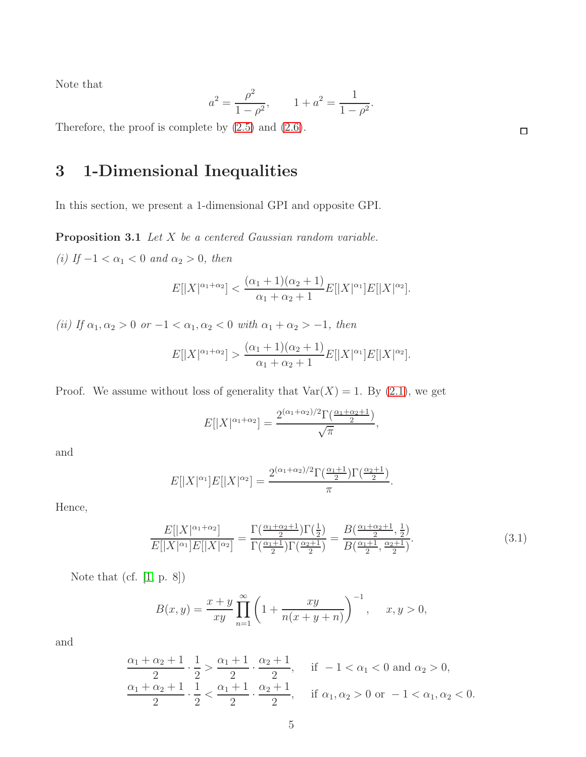Note that

$$a^2 = \frac{\rho^2}{1-\rho^2}, \qquad 1 + a^2 = \frac{1}{1-\rho^2}.$$

Therefore, the proof is complete by (2.5) and (2.6). □

# 3 1-Dimensional Inequalities

In this section, we present a 1-dimensional GPI and opposite GPI.

**Proposition 3.1** *Let $X$ be a centered Gaussian random variable.*

*(i) If $-1 < \alpha_1 < 0$ and $\alpha_2 > 0$, then*

$$E[|X|^{\alpha_1+\alpha_2}] < \frac{(\alpha_1+1)(\alpha_2+1)}{\alpha_1+\alpha_2+1} E[|X|^{\alpha_1}] E[|X|^{\alpha_2}].$$

*(ii) If $\alpha_1, \alpha_2 > 0$ or $-1 < \alpha_1, \alpha_2 < 0$ with $\alpha_1 + \alpha_2 > -1$, then*

$$E[|X|^{\alpha_1+\alpha_2}] > \frac{(\alpha_1+1)(\alpha_2+1)}{\alpha_1+\alpha_2+1} E[|X|^{\alpha_1}] E[|X|^{\alpha_2}].$$

Proof. We assume without loss of generality that $\mathrm{Var}(X) = 1$. By (2.1), we get

$$E[|X|^{\alpha_1+\alpha_2}] = \frac{2^{(\alpha_1+\alpha_2)/2} \Gamma(\frac{\alpha_1+\alpha_2+1}{2})}{\sqrt{\pi}},$$

and

$$E[|X|^{\alpha_1}] E[|X|^{\alpha_2}] = \frac{2^{(\alpha_1+\alpha_2)/2} \Gamma(\frac{\alpha_1+1}{2}) \Gamma(\frac{\alpha_2+1}{2})}{\pi}.$$

Hence,

$$\frac{E[|X|^{\alpha_1+\alpha_2}]}{E[|X|^{\alpha_1}] E[|X|^{\alpha_2}]} = \frac{\Gamma(\frac{\alpha_1+\alpha_2+1}{2}) \Gamma(\frac{1}{2})}{\Gamma(\frac{\alpha_1+1}{2}) \Gamma(\frac{\alpha_2+1}{2})} = \frac{B(\frac{\alpha_1+\alpha_2+1}{2}, \frac{1}{2})}{B(\frac{\alpha_1+1}{2}, \frac{\alpha_2+1}{2})}. \tag{3.1}$$

Note that (cf. [1, p. 8])

$$B(x,y) = \frac{x+y}{xy} \prod_{n=1}^{\infty} \left(1 + \frac{xy}{n(x+y+n)}\right)^{-1}, \qquad x, y > 0,$$

and

$$\frac{\alpha_1+\alpha_2+1}{2} \cdot \frac{1}{2} > \frac{\alpha_1+1}{2} \cdot \frac{\alpha_2+1}{2}, \qquad \text{if } -1 < \alpha_1 < 0 \text{ and } \alpha_2 > 0,$$

$$\frac{\alpha_1+\alpha_2+1}{2} \cdot \frac{1}{2} < \frac{\alpha_1+1}{2} \cdot \frac{\alpha_2+1}{2}, \qquad \text{if } \alpha_1, \alpha_2 > 0 \text{ or } -1 < \alpha_1, \alpha_2 < 0.$$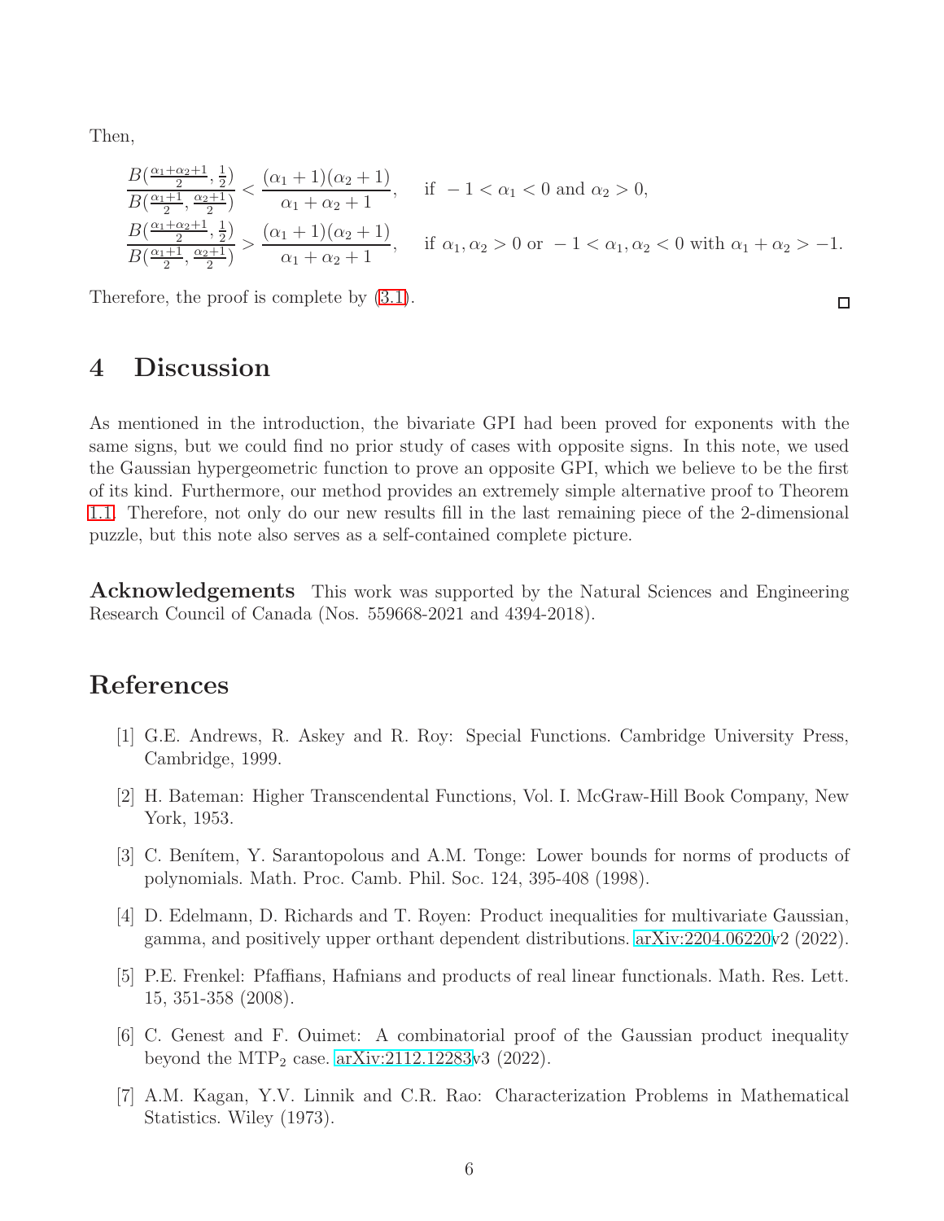Then,

$$\frac{B(\frac{\alpha_1+\alpha_2+1}{2},\frac{1}{2})}{B(\frac{\alpha_1+1}{2},\frac{\alpha_2+1}{2})} < \frac{(\alpha_1+1)(\alpha_2+1)}{\alpha_1+\alpha_2+1}, \quad \text{if } -1<\alpha_1<0 \text{ and } \alpha_2>0,$$

$$\frac{B(\frac{\alpha_1+\alpha_2+1}{2},\frac{1}{2})}{B(\frac{\alpha_1+1}{2},\frac{\alpha_2+1}{2})} > \frac{(\alpha_1+1)(\alpha_2+1)}{\alpha_1+\alpha_2+1}, \quad \text{if } \alpha_1,\alpha_2>0 \text{ or } -1<\alpha_1,\alpha_2<0 \text{ with } \alpha_1+\alpha_2>-1.$$

Therefore, the proof is complete by (3.1). □

# 4 Discussion

As mentioned in the introduction, the bivariate GPI had been proved for exponents with the same signs, but we could find no prior study of cases with opposite signs. In this note, we used the Gaussian hypergeometric function to prove an opposite GPI, which we believe to be the first of its kind. Furthermore, our method provides an extremely simple alternative proof to Theorem 1.1. Therefore, not only do our new results fill in the last remaining piece of the 2-dimensional puzzle, but this note also serves as a self-contained complete picture.

**Acknowledgements** This work was supported by the Natural Sciences and Engineering Research Council of Canada (Nos. 559668-2021 and 4394-2018).

# References

[1] G.E. Andrews, R. Askey and R. Roy: Special Functions. Cambridge University Press, Cambridge, 1999.

[2] H. Bateman: Higher Transcendental Functions, Vol. I. McGraw-Hill Book Company, New York, 1953.

[3] C. Benítem, Y. Sarantopolous and A.M. Tonge: Lower bounds for norms of products of polynomials. Math. Proc. Camb. Phil. Soc. 124, 395-408 (1998).

[4] D. Edelmann, D. Richards and T. Royen: Product inequalities for multivariate Gaussian, gamma, and positively upper orthant dependent distributions. arXiv:2204.06220v2 (2022).

[5] P.E. Frenkel: Pfaffians, Hafnians and products of real linear functionals. Math. Res. Lett. 15, 351-358 (2008).

[6] C. Genest and F. Ouimet: A combinatorial proof of the Gaussian product inequality beyond the $\text{MTP}_2$ case. arXiv:2112.12283v3 (2022).

[7] A.M. Kagan, Y.V. Linnik and C.R. Rao: Characterization Problems in Mathematical Statistics. Wiley (1973).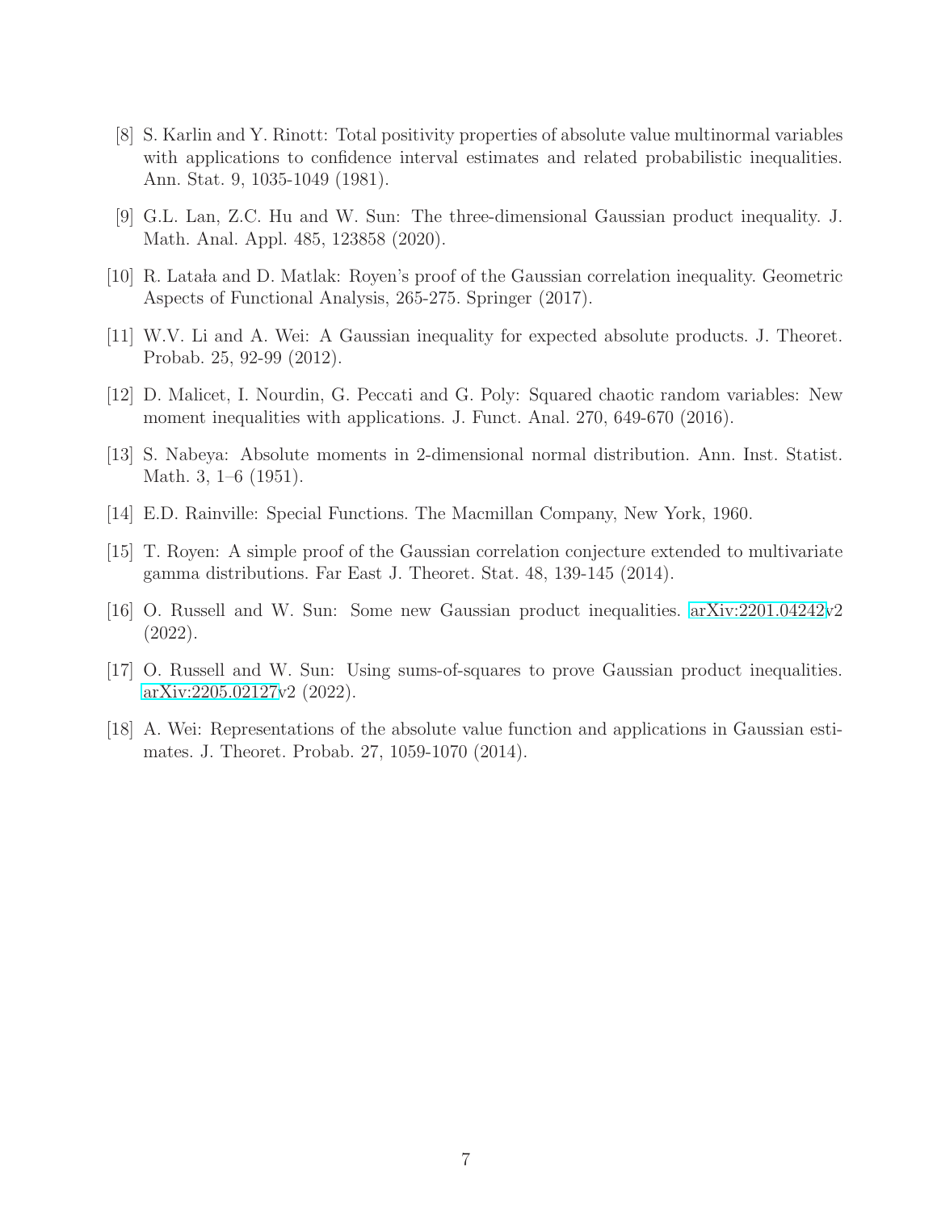[8] S. Karlin and Y. Rinott: Total positivity properties of absolute value multinormal variables with applications to confidence interval estimates and related probabilistic inequalities. Ann. Stat. 9, 1035-1049 (1981).

[9] G.L. Lan, Z.C. Hu and W. Sun: The three-dimensional Gaussian product inequality. J. Math. Anal. Appl. 485, 123858 (2020).

[10] R. Latała and D. Matlak: Royen's proof of the Gaussian correlation inequality. Geometric Aspects of Functional Analysis, 265-275. Springer (2017).

[11] W.V. Li and A. Wei: A Gaussian inequality for expected absolute products. J. Theoret. Probab. 25, 92-99 (2012).

[12] D. Malicet, I. Nourdin, G. Peccati and G. Poly: Squared chaotic random variables: New moment inequalities with applications. J. Funct. Anal. 270, 649-670 (2016).

[13] S. Nabeya: Absolute moments in 2-dimensional normal distribution. Ann. Inst. Statist. Math. 3, 1–6 (1951).

[14] E.D. Rainville: Special Functions. The Macmillan Company, New York, 1960.

[15] T. Royen: A simple proof of the Gaussian correlation conjecture extended to multivariate gamma distributions. Far East J. Theoret. Stat. 48, 139-145 (2014).

[16] O. Russell and W. Sun: Some new Gaussian product inequalities. arXiv:2201.04242v2 (2022).

[17] O. Russell and W. Sun: Using sums-of-squares to prove Gaussian product inequalities. arXiv:2205.02127v2 (2022).

[18] A. Wei: Representations of the absolute value function and applications in Gaussian estimates. J. Theoret. Probab. 27, 1059-1070 (2014).